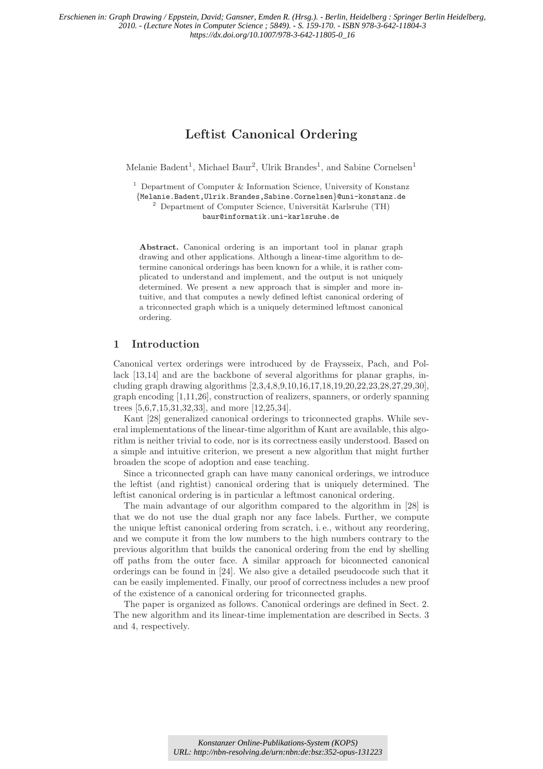*Erschienen in: Graph Drawing / Eppstein, David; Gansner, Emden R. (Hrsg.). - Berlin, Heidelberg : Springer Berlin Heidelberg, 2010. - (Lecture Notes in Computer Science ; 5849). - S. 159-170. - ISBN 978-3-642-11804-3*
*https://dx.doi.org/10.1007/978-3-642-11805-0_16*

# Leftist Canonical Ordering

Melanie Badent[1], Michael Baur[2], Ulrik Brandes[1], and Sabine Cornelsen[1]

[1] Department of Computer & Information Science, University of Konstanz
{Melanie.Badent,Ulrik.Brandes,Sabine.Cornelsen}@uni-konstanz.de
[2] Department of Computer Science, Universität Karlsruhe (TH)
baur@informatik.uni-karlsruhe.de

**Abstract.** Canonical ordering is an important tool in planar graph drawing and other applications. Although a linear-time algorithm to determine canonical orderings has been known for a while, it is rather complicated to understand and implement, and the output is not uniquely determined. We present a new approach that is simpler and more intuitive, and that computes a newly defined leftist canonical ordering of a triconnected graph which is a uniquely determined leftmost canonical ordering.

## 1 Introduction

Canonical vertex orderings were introduced by de Fraysseix, Pach, and Pollack [13,14] and are the backbone of several algorithms for planar graphs, including graph drawing algorithms [2,3,4,8,9,10,16,17,18,19,20,22,23,28,27,29,30], graph encoding [1,11,26], construction of realizers, spanners, or orderly spanning trees [5,6,7,15,31,32,33], and more [12,25,34].

Kant [28] generalized canonical orderings to triconnected graphs. While several implementations of the linear-time algorithm of Kant are available, this algorithm is neither trivial to code, nor is its correctness easily understood. Based on a simple and intuitive criterion, we present a new algorithm that might further broaden the scope of adoption and ease teaching.

Since a triconnected graph can have many canonical orderings, we introduce the leftist (and rightist) canonical ordering that is uniquely determined. The leftist canonical ordering is in particular a leftmost canonical ordering.

The main advantage of our algorithm compared to the algorithm in [28] is that we do not use the dual graph nor any face labels. Further, we compute the unique leftist canonical ordering from scratch, i. e., without any reordering, and we compute it from the low numbers to the high numbers contrary to the previous algorithm that builds the canonical ordering from the end by shelling off paths from the outer face. A similar approach for biconnected canonical orderings can be found in [24]. We also give a detailed pseudocode such that it can be easily implemented. Finally, our proof of correctness includes a new proof of the existence of a canonical ordering for triconnected graphs.

The paper is organized as follows. Canonical orderings are defined in Sect. 2. The new algorithm and its linear-time implementation are described in Sects. 3 and 4, respectively.

*Konstanzer Online-Publikations-System (KOPS)*
*URL: http://nbn-resolving.de/urn:nbn:de:bsz:352-opus-131223*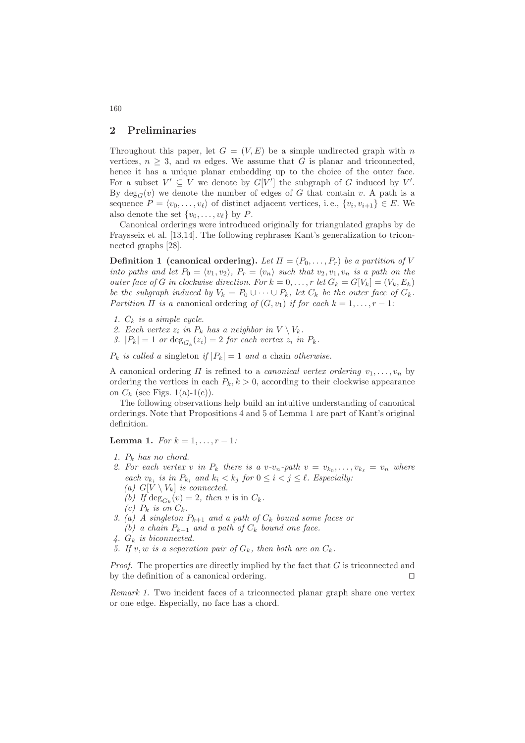## 2 Preliminaries

Throughout this paper, let $G = (V, E)$ be a simple undirected graph with $n$ vertices, $n \geq 3$, and $m$ edges. We assume that $G$ is planar and triconnected, hence it has a unique planar embedding up to the choice of the outer face. For a subset $V' \subseteq V$ we denote by $G[V']$ the subgraph of $G$ induced by $V'$. By $\deg_G(v)$ we denote the number of edges of $G$ that contain $v$. A path is a sequence $P = \langle v_0, \dots, v_\ell \rangle$ of distinct adjacent vertices, i. e., $\{v_i, v_{i+1}\} \in E$. We also denote the set $\{v_0, \dots, v_\ell\}$ by $P$.

Canonical orderings were introduced originally for triangulated graphs by de Fraysseix et al. [13,14]. The following rephrases Kant's generalization to triconnected graphs [28].

**Definition 1 (canonical ordering).** *Let $\Pi = (P_0, \dots, P_r)$ be a partition of $V$ into paths and let $P_0 = \langle v_1, v_2 \rangle$, $P_r = \langle v_n \rangle$ such that $v_2, v_1, v_n$ is a path on the outer face of $G$ in clockwise direction. For $k = 0, \dots, r$ let $G_k = G[V_k] = (V_k, E_k)$ be the subgraph induced by $V_k = P_0 \cup \dots \cup P_k$, let $C_k$ be the outer face of $G_k$. Partition $\Pi$ is a* canonical ordering *of $(G, v_1)$ if for each $k = 1, \dots, r - 1$:*

1. *$C_k$ is a simple cycle.*
2. *Each vertex $z_i$ in $P_k$ has a neighbor in $V \setminus V_k$.*
3. *$|P_k| = 1$ or $\deg_{G_k}(z_i) = 2$ for each vertex $z_i$ in $P_k$.*

*$P_k$ is called a* singleton *if $|P_k| = 1$ and a* chain *otherwise.*

A canonical ordering $\Pi$ is refined to a *canonical vertex ordering* $v_1, \dots, v_n$ by ordering the vertices in each $P_k, k > 0$, according to their clockwise appearance on $C_k$ (see Figs. 1(a)-1(c)).

The following observations help build an intuitive understanding of canonical orderings. Note that Propositions 4 and 5 of Lemma 1 are part of Kant's original definition.

**Lemma 1.** *For $k = 1, \dots, r - 1$:*

1. *$P_k$ has no chord.*
2. *For each vertex $v$ in $P_k$ there is a $v$-$v_n$-path $v = v_{k_0}, \dots, v_{k_\ell} = v_n$ where each $v_{k_i}$ is in $P_{k_i}$ and $k_i < k_j$ for $0 \leq i < j \leq \ell$. Especially:*
   *(a) $G[V \setminus V_k]$ is connected.*
   *(b) If $\deg_{G_k}(v) = 2$, then $v$ is in $C_k$.*
   *(c) $P_k$ is on $C_k$.*
3. *(a) A singleton $P_{k+1}$ and a path of $C_k$ bound some faces or*
   *(b) a chain $P_{k+1}$ and a path of $C_k$ bound one face.*
4. *$G_k$ is biconnected.*
5. *If $v, w$ is a separation pair of $G_k$, then both are on $C_k$.*

*Proof.* The properties are directly implied by the fact that $G$ is triconnected and by the definition of a canonical ordering. □

*Remark 1.* Two incident faces of a triconnected planar graph share one vertex or one edge. Especially, no face has a chord.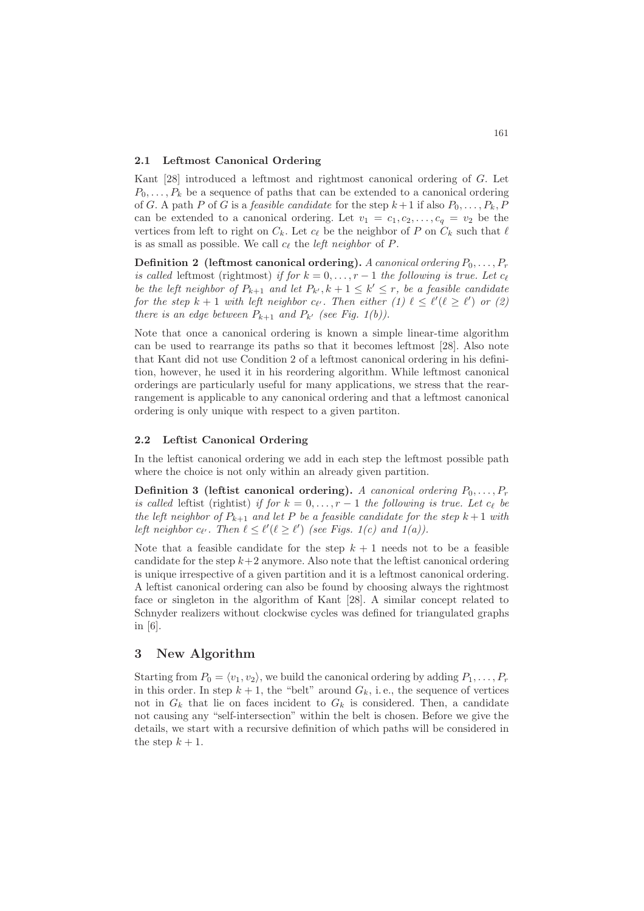### 2.1 Leftmost Canonical Ordering

Kant [28] introduced a leftmost and rightmost canonical ordering of $G$. Let $P_0, \ldots, P_k$ be a sequence of paths that can be extended to a canonical ordering of $G$. A path $P$ of $G$ is a *feasible candidate* for the step $k+1$ if also $P_0, \ldots, P_k, P$ can be extended to a canonical ordering. Let $v_1 = c_1, c_2, \ldots, c_q = v_2$ be the vertices from left to right on $C_k$. Let $c_\ell$ be the neighbor of $P$ on $C_k$ such that $\ell$ is as small as possible. We call $c_\ell$ the *left neighbor* of $P$.

**Definition 2 (leftmost canonical ordering).** *A canonical ordering $P_0, \ldots, P_r$ is called* leftmost (rightmost) *if for $k = 0, \ldots, r-1$ the following is true. Let $c_\ell$ be the left neighbor of $P_{k+1}$ and let $P_{k'}, k+1 \leq k' \leq r$, be a feasible candidate for the step $k+1$ with left neighbor $c_{\ell'}$. Then either (1) $\ell \leq \ell' (\ell \geq \ell')$ or (2) there is an edge between $P_{k+1}$ and $P_{k'}$ (see Fig. 1(b)).*

Note that once a canonical ordering is known a simple linear-time algorithm can be used to rearrange its paths so that it becomes leftmost [28]. Also note that Kant did not use Condition 2 of a leftmost canonical ordering in his definition, however, he used it in his reordering algorithm. While leftmost canonical orderings are particularly useful for many applications, we stress that the rearrangement is applicable to any canonical ordering and that a leftmost canonical ordering is only unique with respect to a given partiton.

### 2.2 Leftist Canonical Ordering

In the leftist canonical ordering we add in each step the leftmost possible path where the choice is not only within an already given partition.

**Definition 3 (leftist canonical ordering).** *A canonical ordering $P_0, \ldots, P_r$ is called* leftist (rightist) *if for $k = 0, \ldots, r-1$ the following is true. Let $c_\ell$ be the left neighbor of $P_{k+1}$ and let $P$ be a feasible candidate for the step $k+1$ with left neighbor $c_{\ell'}$. Then $\ell \leq \ell' (\ell \geq \ell')$ (see Figs. 1(c) and 1(a)).*

Note that a feasible candidate for the step $k+1$ needs not to be a feasible candidate for the step $k+2$ anymore. Also note that the leftist canonical ordering is unique irrespective of a given partition and it is a leftmost canonical ordering. A leftist canonical ordering can also be found by choosing always the rightmost face or singleton in the algorithm of Kant [28]. A similar concept related to Schnyder realizers without clockwise cycles was defined for triangulated graphs in [6].

## 3 New Algorithm

Starting from $P_0 = \langle v_1, v_2 \rangle$, we build the canonical ordering by adding $P_1, \ldots, P_r$ in this order. In step $k+1$, the "belt" around $G_k$, i. e., the sequence of vertices not in $G_k$ that lie on faces incident to $G_k$ is considered. Then, a candidate not causing any "self-intersection" within the belt is chosen. Before we give the details, we start with a recursive definition of which paths will be considered in the step $k+1$.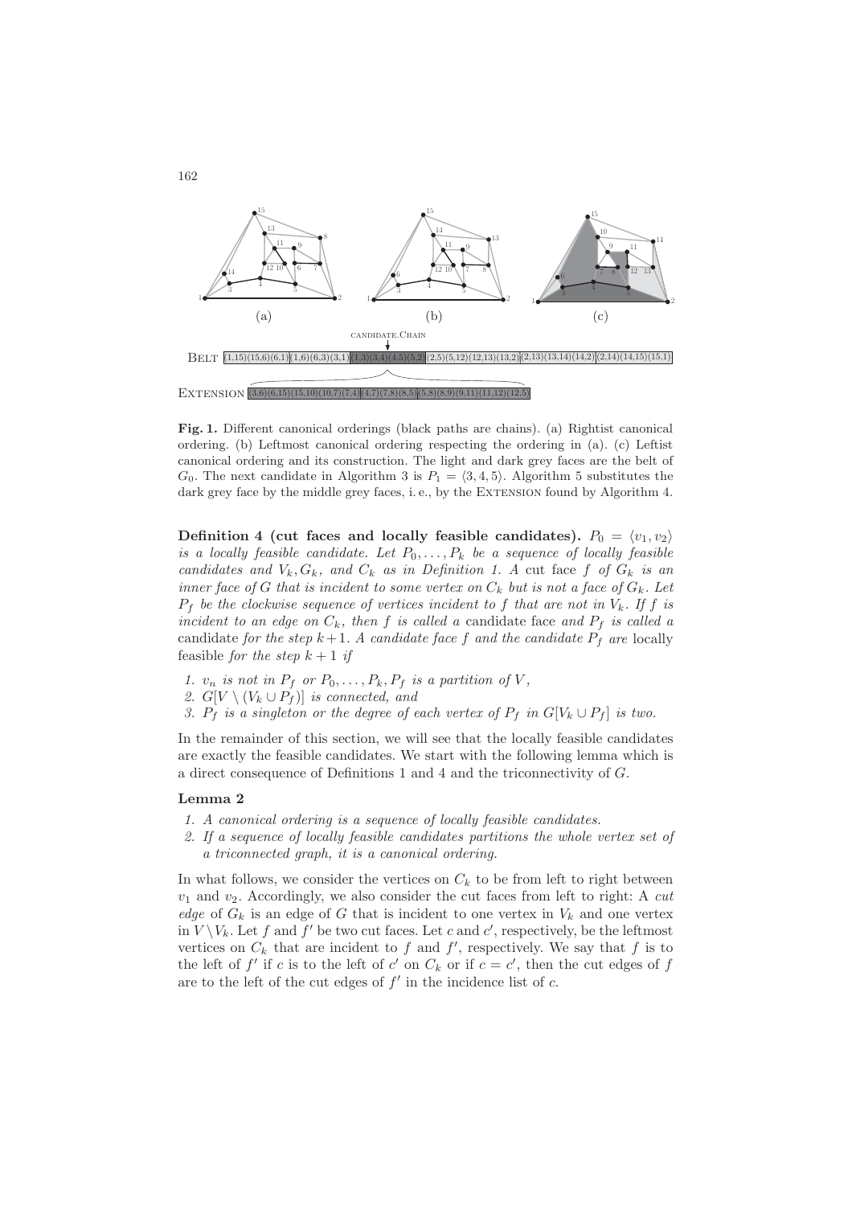(a)

(b)

(c)

CANDIDATE.CHAIN

BELT (1,15)(15,6)(6,1) (1,6)(6,3)(3,1) (1,3)(3,4)(4,5)(5,2) (2,5)(5,12)(12,13)(13,2) (2,13)(13,14)(14,2) (2,14)(14,15)(15,1)

EXTENSION (3,6)(6,15)(15,10)(10,7)(7,4) (4,7)(7,8)(8,5) (5,8)(8,9)(9,11)(11,12)(12,5)

**Fig. 1.** Different canonical orderings (black paths are chains). (a) Rightist canonical ordering. (b) Leftmost canonical ordering respecting the ordering in (a). (c) Leftist canonical ordering and its construction. The light and dark grey faces are the belt of $G_0$. The next candidate in Algorithm 3 is $P_1 = \langle 3, 4, 5 \rangle$. Algorithm 5 substitutes the dark grey face by the middle grey faces, i. e., by the EXTENSION found by Algorithm 4.

**Definition 4 (cut faces and locally feasible candidates).** *$P_0 = \langle v_1, v_2 \rangle$ is a locally feasible candidate. Let $P_0, \ldots, P_k$ be a sequence of locally feasible candidates and $V_k, G_k$, and $C_k$ as in Definition 1. A* cut face *$f$ of $G_k$ is an inner face of $G$ that is incident to some vertex on $C_k$ but is not a face of $G_k$. Let $P_f$ be the clockwise sequence of vertices incident to $f$ that are not in $V_k$. If $f$ is incident to an edge on $C_k$, then $f$ is called a* candidate face *and $P_f$ is called a* candidate *for the step $k+1$. A candidate face $f$ and the candidate $P_f$ are* locally feasible *for the step $k+1$ if*

1. *$v_n$ is not in $P_f$ or $P_0, \ldots, P_k, P_f$ is a partition of $V$,*
2. *$G[V \setminus (V_k \cup P_f)]$ is connected, and*
3. *$P_f$ is a singleton or the degree of each vertex of $P_f$ in $G[V_k \cup P_f]$ is two.*

In the remainder of this section, we will see that the locally feasible candidates are exactly the feasible candidates. We start with the following lemma which is a direct consequence of Definitions 1 and 4 and the triconnectivity of $G$.

**Lemma 2**

1. *A canonical ordering is a sequence of locally feasible candidates.*
2. *If a sequence of locally feasible candidates partitions the whole vertex set of a triconnected graph, it is a canonical ordering.*

In what follows, we consider the vertices on $C_k$ to be from left to right between $v_1$ and $v_2$. Accordingly, we also consider the cut faces from left to right: A *cut edge* of $G_k$ is an edge of $G$ that is incident to one vertex in $V_k$ and one vertex in $V \setminus V_k$. Let $f$ and $f'$ be two cut faces. Let $c$ and $c'$, respectively, be the leftmost vertices on $C_k$ that are incident to $f$ and $f'$, respectively. We say that $f$ is to the left of $f'$ if $c$ is to the left of $c'$ on $C_k$ or if $c = c'$, then the cut edges of $f$ are to the left of the cut edges of $f'$ in the incidence list of $c$.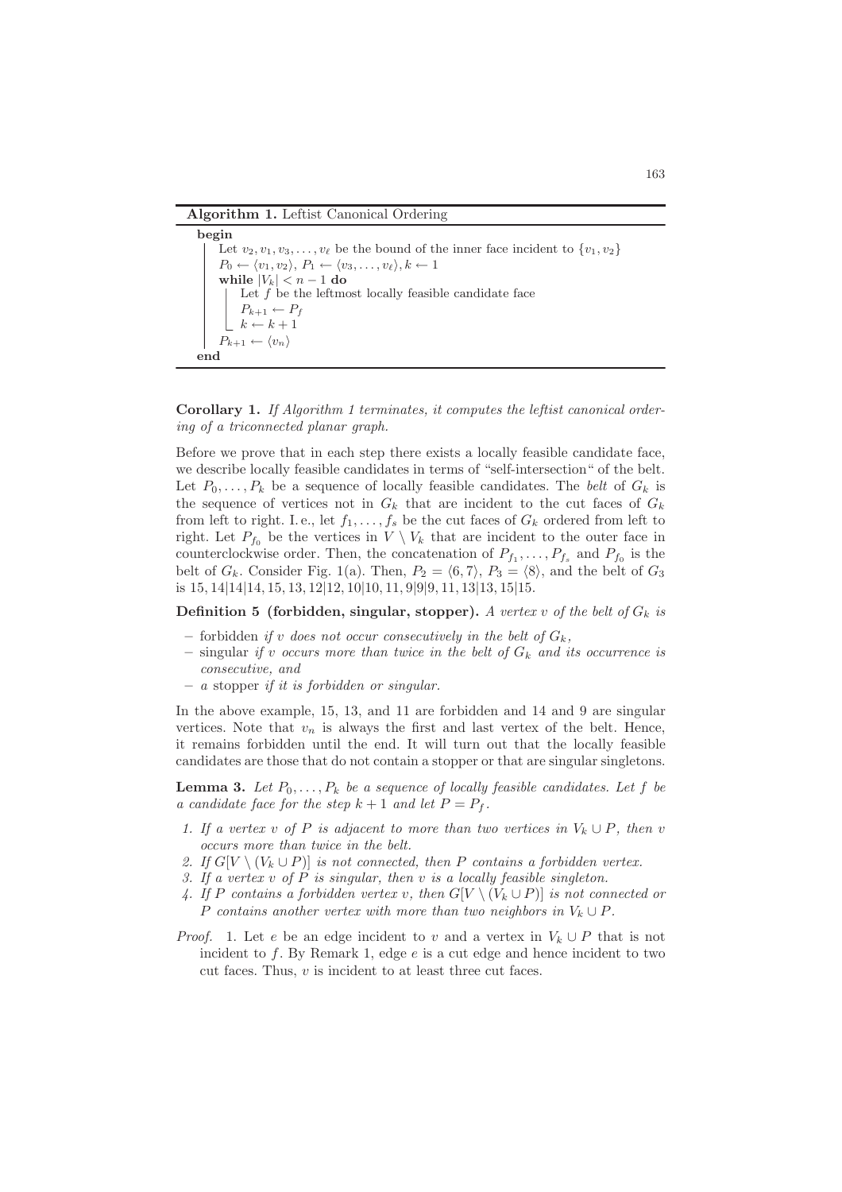**Algorithm 1.** Leftist Canonical Ordering

```
begin
    Let v_2, v_1, v_3, ..., v_ℓ be the bound of the inner face incident to {v_1, v_2}
    P_0 ← ⟨v_1, v_2⟩, P_1 ← ⟨v_3, ..., v_ℓ⟩, k ← 1
    while |V_k| < n − 1 do
        Let f be the leftmost locally feasible candidate face
        P_{k+1} ← P_f
        k ← k + 1
    P_{k+1} ← ⟨v_n⟩
end
```

**Corollary 1.** *If Algorithm 1 terminates, it computes the leftist canonical ordering of a triconnected planar graph.*

Before we prove that in each step there exists a locally feasible candidate face, we describe locally feasible candidates in terms of "self-intersection" of the belt. Let $P_0, \dots, P_k$ be a sequence of locally feasible candidates. The *belt* of $G_k$ is the sequence of vertices not in $G_k$ that are incident to the cut faces of $G_k$ from left to right. I. e., let $f_1, \dots, f_s$ be the cut faces of $G_k$ ordered from left to right. Let $P_{f_0}$ be the vertices in $V \setminus V_k$ that are incident to the outer face in counterclockwise order. Then, the concatenation of $P_{f_1}, \dots, P_{f_s}$ and $P_{f_0}$ is the belt of $G_k$. Consider Fig. 1(a). Then, $P_2 = \langle 6, 7 \rangle$, $P_3 = \langle 8 \rangle$, and the belt of $G_3$ is $15, 14|14|14, 15, 13, 12|12, 10|10, 11, 9|9|9, 11, 13|13, 15|15$.

**Definition 5 (forbidden, singular, stopper).** *A vertex $v$ of the belt of $G_k$ is*

- forbidden *if $v$ does not occur consecutively in the belt of $G_k$,*
- singular *if $v$ occurs more than twice in the belt of $G_k$ and its occurrence is consecutive, and*
- *a* stopper *if it is forbidden or singular.*

In the above example, 15, 13, and 11 are forbidden and 14 and 9 are singular vertices. Note that $v_n$ is always the first and last vertex of the belt. Hence, it remains forbidden until the end. It will turn out that the locally feasible candidates are those that do not contain a stopper or that are singular singletons.

**Lemma 3.** *Let $P_0, \dots, P_k$ be a sequence of locally feasible candidates. Let $f$ be a candidate face for the step $k+1$ and let $P = P_f$.*

1. *If a vertex $v$ of $P$ is adjacent to more than two vertices in $V_k \cup P$, then $v$ occurs more than twice in the belt.*
2. *If $G[V \setminus (V_k \cup P)]$ is not connected, then $P$ contains a forbidden vertex.*
3. *If a vertex $v$ of $P$ is singular, then $v$ is a locally feasible singleton.*
4. *If $P$ contains a forbidden vertex $v$, then $G[V \setminus (V_k \cup P)]$ is not connected or $P$ contains another vertex with more than two neighbors in $V_k \cup P$.*

*Proof.* 1. Let $e$ be an edge incident to $v$ and a vertex in $V_k \cup P$ that is not incident to $f$. By Remark 1, edge $e$ is a cut edge and hence incident to two cut faces. Thus, $v$ is incident to at least three cut faces.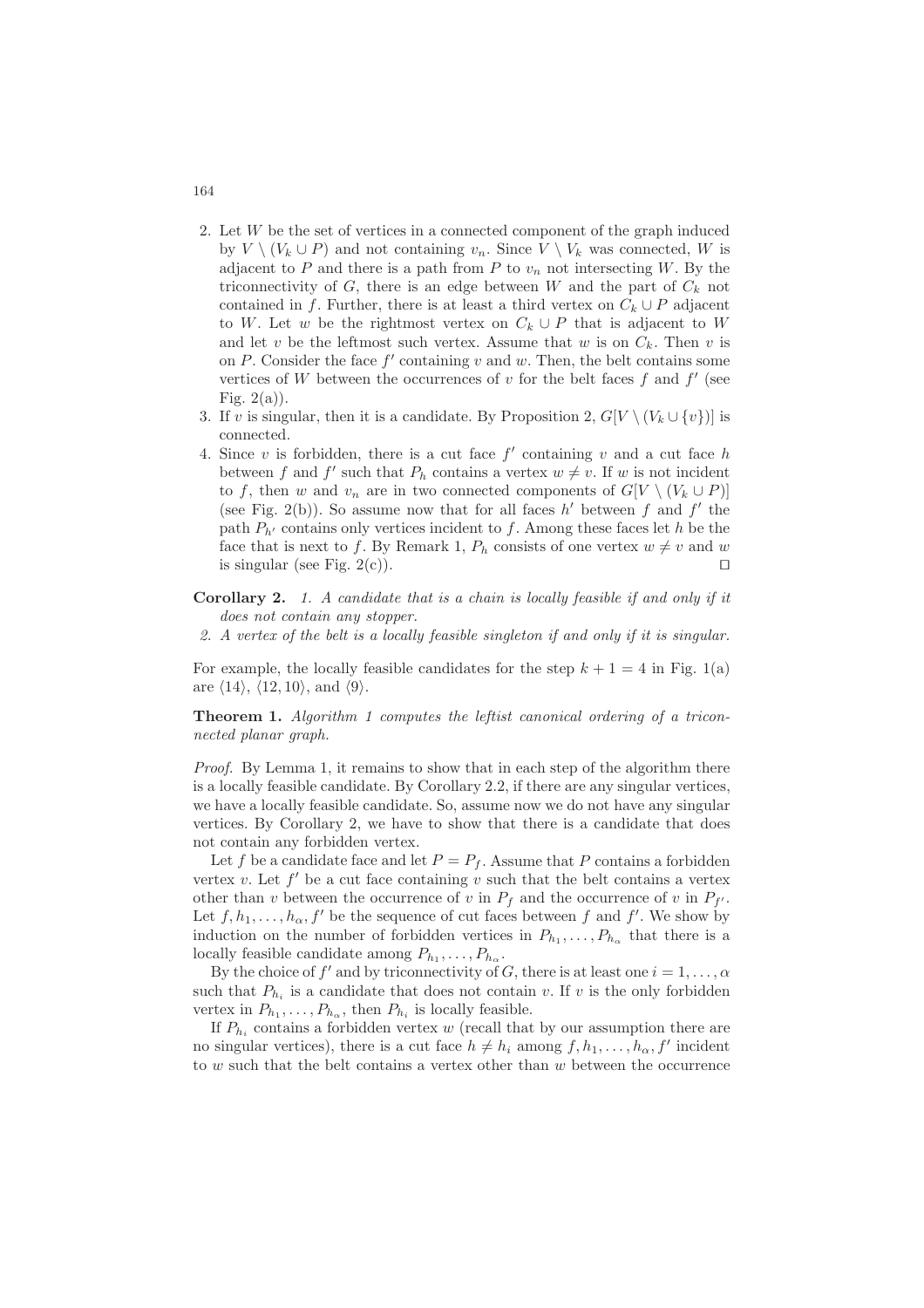2. Let $W$ be the set of vertices in a connected component of the graph induced by $V \setminus (V_k \cup P)$ and not containing $v_n$. Since $V \setminus V_k$ was connected, $W$ is adjacent to $P$ and there is a path from $P$ to $v_n$ not intersecting $W$. By the triconnectivity of $G$, there is an edge between $W$ and the part of $C_k$ not contained in $f$. Further, there is at least a third vertex on $C_k \cup P$ adjacent to $W$. Let $w$ be the rightmost vertex on $C_k \cup P$ that is adjacent to $W$ and let $v$ be the leftmost such vertex. Assume that $w$ is on $C_k$. Then $v$ is on $P$. Consider the face $f'$ containing $v$ and $w$. Then, the belt contains some vertices of $W$ between the occurrences of $v$ for the belt faces $f$ and $f'$ (see Fig. 2(a)).
3. If $v$ is singular, then it is a candidate. By Proposition 2, $G[V \setminus (V_k \cup \{v\})]$ is connected.
4. Since $v$ is forbidden, there is a cut face $f'$ containing $v$ and a cut face $h$ between $f$ and $f'$ such that $P_h$ contains a vertex $w \neq v$. If $w$ is not incident to $f$, then $w$ and $v_n$ are in two connected components of $G[V \setminus (V_k \cup P)]$ (see Fig. 2(b)). So assume now that for all faces $h'$ between $f$ and $f'$ the path $P_{h'}$ contains only vertices incident to $f$. Among these faces let $h$ be the face that is next to $f$. By Remark 1, $P_h$ consists of one vertex $w \neq v$ and $w$ is singular (see Fig. 2(c)). □

**Corollary 2.** *1. A candidate that is a chain is locally feasible if and only if it does not contain any stopper.*
*2. A vertex of the belt is a locally feasible singleton if and only if it is singular.*

For example, the locally feasible candidates for the step $k + 1 = 4$ in Fig. 1(a) are $\langle 14 \rangle$, $\langle 12, 10 \rangle$, and $\langle 9 \rangle$.

**Theorem 1.** *Algorithm 1 computes the leftist canonical ordering of a triconnected planar graph.*

*Proof.* By Lemma 1, it remains to show that in each step of the algorithm there is a locally feasible candidate. By Corollary 2.2, if there are any singular vertices, we have a locally feasible candidate. So, assume now we do not have any singular vertices. By Corollary 2, we have to show that there is a candidate that does not contain any forbidden vertex.

Let $f$ be a candidate face and let $P = P_f$. Assume that $P$ contains a forbidden vertex $v$. Let $f'$ be a cut face containing $v$ such that the belt contains a vertex other than $v$ between the occurrence of $v$ in $P_f$ and the occurrence of $v$ in $P_{f'}$. Let $f, h_1, \ldots, h_\alpha, f'$ be the sequence of cut faces between $f$ and $f'$. We show by induction on the number of forbidden vertices in $P_{h_1}, \ldots, P_{h_\alpha}$ that there is a locally feasible candidate among $P_{h_1}, \ldots, P_{h_\alpha}$.

By the choice of $f'$ and by triconnectivity of $G$, there is at least one $i = 1, \ldots, \alpha$ such that $P_{h_i}$ is a candidate that does not contain $v$. If $v$ is the only forbidden vertex in $P_{h_1}, \ldots, P_{h_\alpha}$, then $P_{h_i}$ is locally feasible.

If $P_{h_i}$ contains a forbidden vertex $w$ (recall that by our assumption there are no singular vertices), there is a cut face $h \neq h_i$ among $f, h_1, \ldots, h_\alpha, f'$ incident to $w$ such that the belt contains a vertex other than $w$ between the occurrence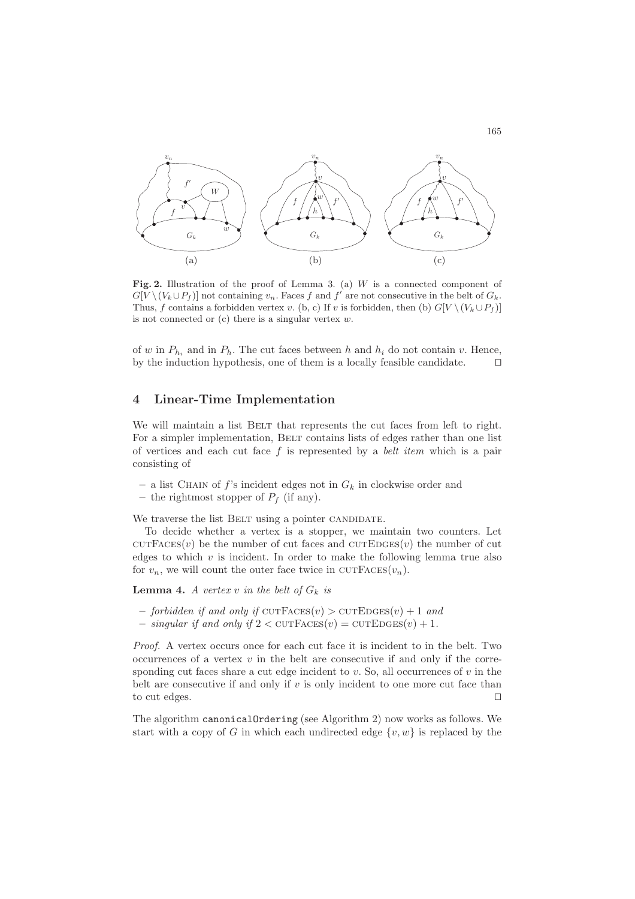$v_n$

$f'$

$W$

$v$

$f$

$w$

$G_k$

(a)

$v_n$

$v$

$w$

$f$

$f'$

$h$

$G_k$

(b)

$v_n$

$v$

$f$

$w$

$f'$

$h$

$G_k$

(c)

**Fig. 2.** Illustration of the proof of Lemma 3. (a) $W$ is a connected component of $G[V \setminus (V_k \cup P_f)]$ not containing $v_n$. Faces $f$ and $f'$ are not consecutive in the belt of $G_k$. Thus, $f$ contains a forbidden vertex $v$. (b, c) If $v$ is forbidden, then (b) $G[V \setminus (V_k \cup P_f)]$ is not connected or (c) there is a singular vertex $w$.

of $w$ in $P_{h_i}$ and in $P_h$. The cut faces between $h$ and $h_i$ do not contain $v$. Hence, by the induction hypothesis, one of them is a locally feasible candidate. □

## 4 Linear-Time Implementation

We will maintain a list Belt that represents the cut faces from left to right. For a simpler implementation, Belt contains lists of edges rather than one list of vertices and each cut face $f$ is represented by a *belt item* which is a pair consisting of

- a list Chain of $f$'s incident edges not in $G_k$ in clockwise order and
- the rightmost stopper of $P_f$ (if any).

We traverse the list Belt using a pointer candidate.

To decide whether a vertex is a stopper, we maintain two counters. Let cutFaces($v$) be the number of cut faces and cutEdges($v$) the number of cut edges to which $v$ is incident. In order to make the following lemma true also for $v_n$, we will count the outer face twice in cutFaces($v_n$).

**Lemma 4.** *A vertex $v$ in the belt of $G_k$ is*

- *forbidden if and only if* cutFaces($v$) > cutEdges($v$) + 1 *and*
- *singular if and only if* 2 < cutFaces($v$) = cutEdges($v$) + 1.

*Proof.* A vertex occurs once for each cut face it is incident to in the belt. Two occurrences of a vertex $v$ in the belt are consecutive if and only if the corresponding cut faces share a cut edge incident to $v$. So, all occurrences of $v$ in the belt are consecutive if and only if $v$ is only incident to one more cut face than to cut edges. □

The algorithm `canonicalOrdering` (see Algorithm 2) now works as follows. We start with a copy of $G$ in which each undirected edge $\{v, w\}$ is replaced by the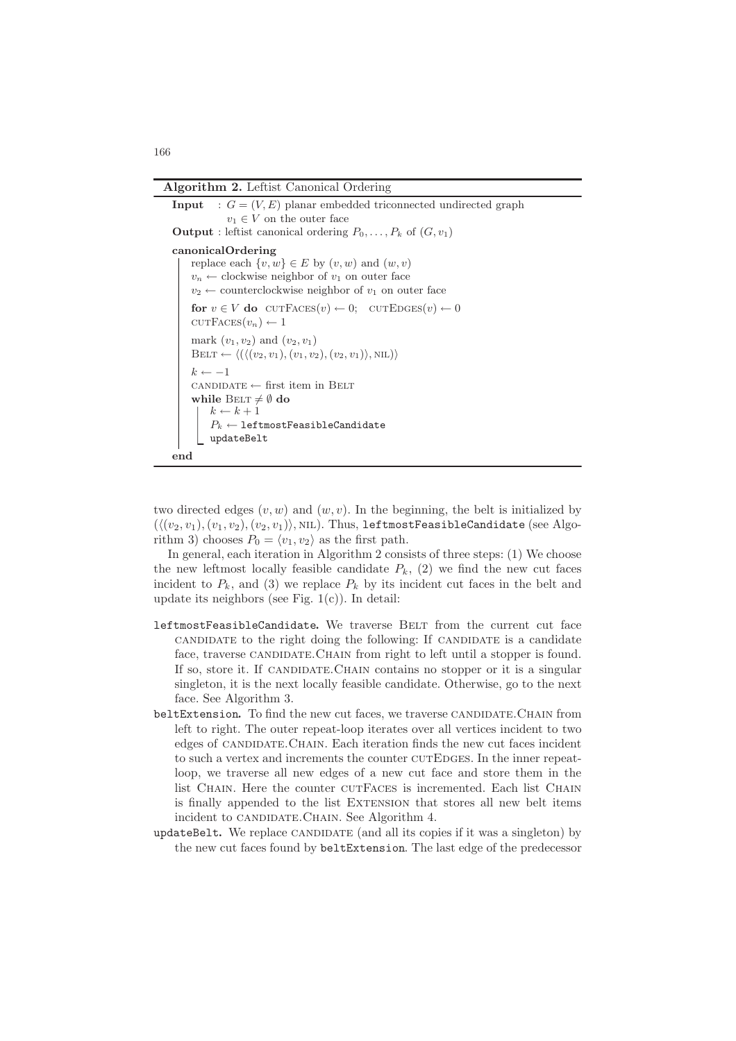**Algorithm 2.** Leftist Canonical Ordering

```
Input   : G = (V, E) planar embedded triconnected undirected graph
          v_1 ∈ V on the outer face
Output  : leftist canonical ordering P_0, ..., P_k of (G, v_1)

canonicalOrdering
    replace each {v, w} ∈ E by (v, w) and (w, v)
    v_n ← clockwise neighbor of v_1 on outer face
    v_2 ← counterclockwise neighbor of v_1 on outer face

    for v ∈ V do  CUTFACES(v) ← 0;  CUTEDGES(v) ← 0
    CUTFACES(v_n) ← 1

    mark (v_1, v_2) and (v_2, v_1)
    BELT ← ⟨(⟨(v_2, v_1), (v_1, v_2), (v_2, v_1)⟩, NIL)⟩

    k ← −1
    CANDIDATE ← first item in BELT
    while BELT ≠ ∅ do
        k ← k + 1
        P_k ← leftmostFeasibleCandidate
        updateBelt
end
```

two directed edges $(v, w)$ and $(w, v)$. In the beginning, the belt is initialized by $(\langle(v_2, v_1), (v_1, v_2), (v_2, v_1)\rangle, \text{NIL})$. Thus, `leftmostFeasibleCandidate` (see Algorithm 3) chooses $P_0 = \langle v_1, v_2\rangle$ as the first path.

In general, each iteration in Algorithm 2 consists of three steps: (1) We choose the new leftmost locally feasible candidate $P_k$, (2) we find the new cut faces incident to $P_k$, and (3) we replace $P_k$ by its incident cut faces in the belt and update its neighbors (see Fig. 1(c)). In detail:

- **`leftmostFeasibleCandidate`.** We traverse BELT from the current cut face CANDIDATE to the right doing the following: If CANDIDATE is a candidate face, traverse CANDIDATE.CHAIN from right to left until a stopper is found. If so, store it. If CANDIDATE.CHAIN contains no stopper or it is a singular singleton, it is the next locally feasible candidate. Otherwise, go to the next face. See Algorithm 3.
- **`beltExtension`.** To find the new cut faces, we traverse CANDIDATE.CHAIN from left to right. The outer repeat-loop iterates over all vertices incident to two edges of CANDIDATE.CHAIN. Each iteration finds the new cut faces incident to such a vertex and increments the counter CUTEDGES. In the inner repeat-loop, we traverse all new edges of a new cut face and store them in the list CHAIN. Here the counter CUTFACES is incremented. Each list CHAIN is finally appended to the list EXTENSION that stores all new belt items incident to CANDIDATE.CHAIN. See Algorithm 4.
- **`updateBelt`.** We replace CANDIDATE (and all its copies if it was a singleton) by the new cut faces found by `beltExtension`. The last edge of the predecessor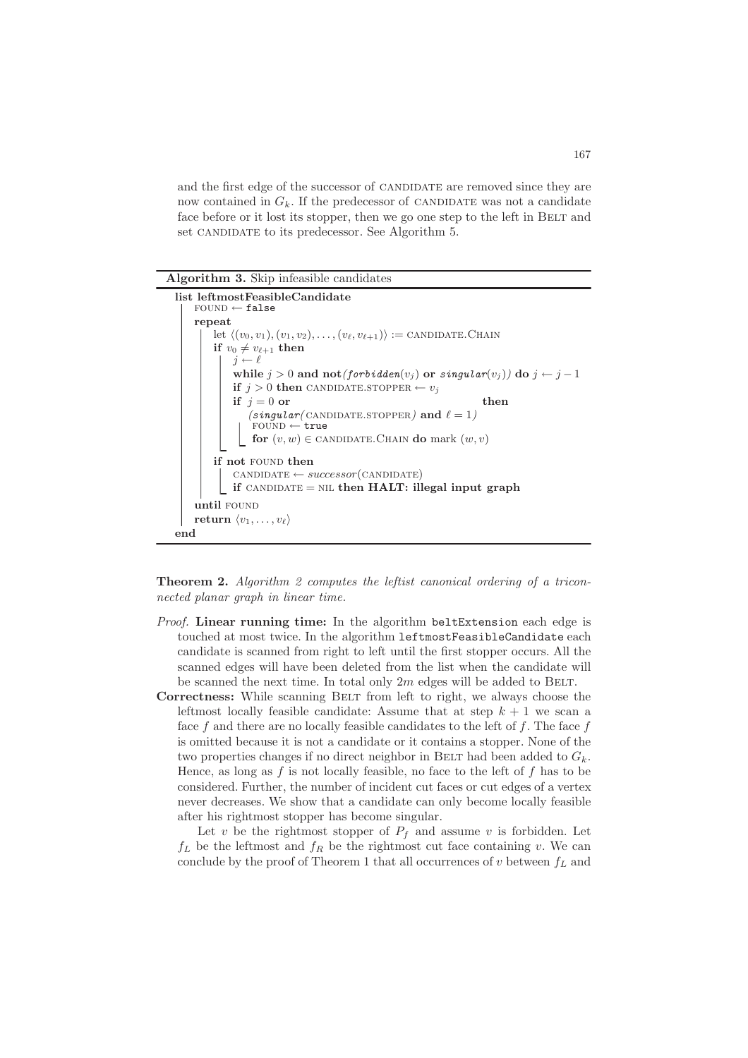and the first edge of the successor of CANDIDATE are removed since they are now contained in $G_k$. If the predecessor of CANDIDATE was not a candidate face before or it lost its stopper, then we go one step to the left in BELT and set CANDIDATE to its predecessor. See Algorithm 5.

**Algorithm 3.** Skip infeasible candidates

```
list leftmostFeasibleCandidate
    FOUND ← false
    repeat
        let ⟨(v_0, v_1), (v_1, v_2), ..., (v_ℓ, v_{ℓ+1})⟩ := CANDIDATE.CHAIN
        if v_0 ≠ v_{ℓ+1} then
            j ← ℓ
            while j > 0 and not(forbidden(v_j) or singular(v_j)) do j ← j − 1
            if j > 0 then CANDIDATE.STOPPER ← v_j
            if j = 0 or                                              then
               (singular(CANDIDATE.STOPPER) and ℓ = 1)
                FOUND ← true
                for (v, w) ∈ CANDIDATE.CHAIN do mark (w, v)
        if not FOUND then
            CANDIDATE ← successor(CANDIDATE)
            if CANDIDATE = NIL then HALT: illegal input graph
    until FOUND
    return ⟨v_1, ..., v_ℓ⟩
end
```

**Theorem 2.** *Algorithm 2 computes the leftist canonical ordering of a triconnected planar graph in linear time.*

*Proof.* **Linear running time:** In the algorithm `beltExtension` each edge is touched at most twice. In the algorithm `leftmostFeasibleCandidate` each candidate is scanned from right to left until the first stopper occurs. All the scanned edges will have been deleted from the list when the candidate will be scanned the next time. In total only $2m$ edges will be added to BELT.

**Correctness:** While scanning BELT from left to right, we always choose the leftmost locally feasible candidate: Assume that at step $k+1$ we scan a face $f$ and there are no locally feasible candidates to the left of $f$. The face $f$ is omitted because it is not a candidate or it contains a stopper. None of the two properties changes if no direct neighbor in BELT had been added to $G_k$. Hence, as long as $f$ is not locally feasible, no face to the left of $f$ has to be considered. Further, the number of incident cut faces or cut edges of a vertex never decreases. We show that a candidate can only become locally feasible after his rightmost stopper has become singular.

Let $v$ be the rightmost stopper of $P_f$ and assume $v$ is forbidden. Let $f_L$ be the leftmost and $f_R$ be the rightmost cut face containing $v$. We can conclude by the proof of Theorem 1 that all occurrences of $v$ between $f_L$ and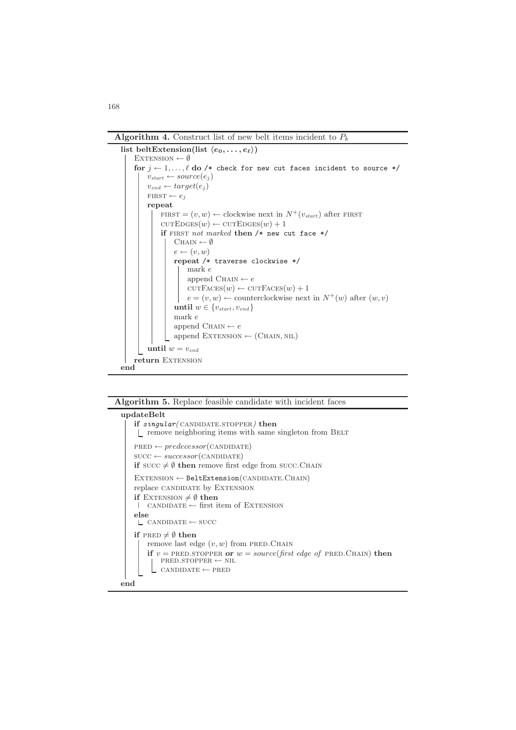**Algorithm 4.** Construct list of new belt items incident to $P_k$

```
list beltExtension(list ⟨e_0, ..., e_ℓ⟩)
    EXTENSION ← ∅
    for j ← 1, ..., ℓ do /* check for new cut faces incident to source */
        v_start ← source(e_j)
        v_end ← target(e_j)
        FIRST ← e_j
        repeat
            FIRST = (v, w) ← clockwise next in N⁺(v_start) after FIRST
            CUTEDGES(w) ← CUTEDGES(w) + 1
            if FIRST not marked then /* new cut face */
                CHAIN ← ∅
                e ← (v, w)
                repeat /* traverse clockwise */
                    mark e
                    append CHAIN ← e
                    CUTFACES(w) ← CUTFACES(w) + 1
                    e = (v, w) ← counterclockwise next in N⁺(w) after (w, v)
                until w ∈ {v_start, v_end}
                mark e
                append CHAIN ← e
                append EXTENSION ← (CHAIN, NIL)
        until w = v_end
    return EXTENSION
end
```

**Algorithm 5.** Replace feasible candidate with incident faces

```
updateBelt
    if singular(CANDIDATE.STOPPER) then
        remove neighboring items with same singleton from BELT
    PRED ← predecessor(CANDIDATE)
    SUCC ← successor(CANDIDATE)
    if SUCC ≠ ∅ then remove first edge from SUCC.CHAIN
    EXTENSION ← BeltExtension(CANDIDATE.CHAIN)
    replace CANDIDATE by EXTENSION
    if EXTENSION ≠ ∅ then
        CANDIDATE ← first item of EXTENSION
    else
        CANDIDATE ← SUCC
    if PRED ≠ ∅ then
        remove last edge (v, w) from PRED.CHAIN
        if v = PRED.STOPPER or w = source(first edge of PRED.CHAIN) then
            PRED.STOPPER ← NIL
            CANDIDATE ← PRED
end
```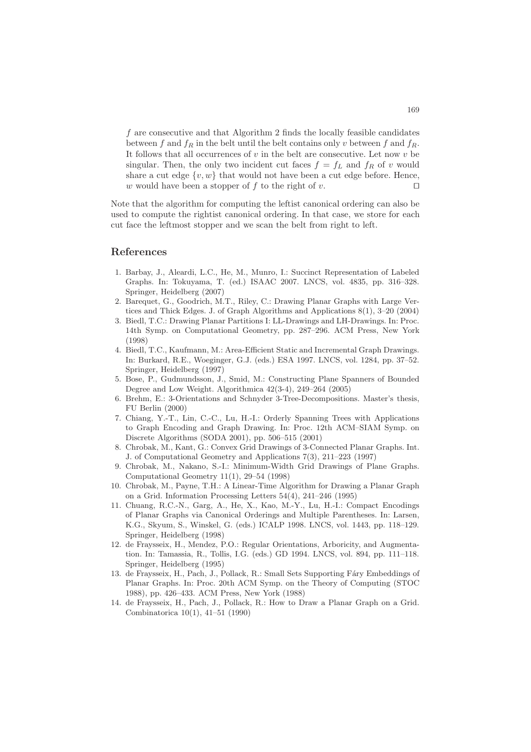$f$ are consecutive and that Algorithm 2 finds the locally feasible candidates between $f$ and $f_R$ in the belt until the belt contains only $v$ between $f$ and $f_R$. It follows that all occurrences of $v$ in the belt are consecutive. Let now $v$ be singular. Then, the only two incident cut faces $f = f_L$ and $f_R$ of $v$ would share a cut edge $\{v, w\}$ that would not have been a cut edge before. Hence, $w$ would have been a stopper of $f$ to the right of $v$. □

Note that the algorithm for computing the leftist canonical ordering can also be used to compute the rightist canonical ordering. In that case, we store for each cut face the leftmost stopper and we scan the belt from right to left.

## References

1. Barbay, J., Aleardi, L.C., He, M., Munro, I.: Succinct Representation of Labeled Graphs. In: Tokuyama, T. (ed.) ISAAC 2007. LNCS, vol. 4835, pp. 316–328. Springer, Heidelberg (2007)
2. Barequet, G., Goodrich, M.T., Riley, C.: Drawing Planar Graphs with Large Vertices and Thick Edges. J. of Graph Algorithms and Applications 8(1), 3–20 (2004)
3. Biedl, T.C.: Drawing Planar Partitions I: LL-Drawings and LH-Drawings. In: Proc. 14th Symp. on Computational Geometry, pp. 287–296. ACM Press, New York (1998)
4. Biedl, T.C., Kaufmann, M.: Area-Efficient Static and Incremental Graph Drawings. In: Burkard, R.E., Woeginger, G.J. (eds.) ESA 1997. LNCS, vol. 1284, pp. 37–52. Springer, Heidelberg (1997)
5. Bose, P., Gudmundsson, J., Smid, M.: Constructing Plane Spanners of Bounded Degree and Low Weight. Algorithmica 42(3-4), 249–264 (2005)
6. Brehm, E.: 3-Orientations and Schnyder 3-Tree-Decompositions. Master's thesis, FU Berlin (2000)
7. Chiang, Y.-T., Lin, C.-C., Lu, H.-I.: Orderly Spanning Trees with Applications to Graph Encoding and Graph Drawing. In: Proc. 12th ACM–SIAM Symp. on Discrete Algorithms (SODA 2001), pp. 506–515 (2001)
8. Chrobak, M., Kant, G.: Convex Grid Drawings of 3-Connected Planar Graphs. Int. J. of Computational Geometry and Applications 7(3), 211–223 (1997)
9. Chrobak, M., Nakano, S.-I.: Minimum-Width Grid Drawings of Plane Graphs. Computational Geometry 11(1), 29–54 (1998)
10. Chrobak, M., Payne, T.H.: A Linear-Time Algorithm for Drawing a Planar Graph on a Grid. Information Processing Letters 54(4), 241–246 (1995)
11. Chuang, R.C.-N., Garg, A., He, X., Kao, M.-Y., Lu, H.-I.: Compact Encodings of Planar Graphs via Canonical Orderings and Multiple Parentheses. In: Larsen, K.G., Skyum, S., Winskel, G. (eds.) ICALP 1998. LNCS, vol. 1443, pp. 118–129. Springer, Heidelberg (1998)
12. de Fraysseix, H., Mendez, P.O.: Regular Orientations, Arboricity, and Augmentation. In: Tamassia, R., Tollis, I.G. (eds.) GD 1994. LNCS, vol. 894, pp. 111–118. Springer, Heidelberg (1995)
13. de Fraysseix, H., Pach, J., Pollack, R.: Small Sets Supporting Fáry Embeddings of Planar Graphs. In: Proc. 20th ACM Symp. on the Theory of Computing (STOC 1988), pp. 426–433. ACM Press, New York (1988)
14. de Fraysseix, H., Pach, J., Pollack, R.: How to Draw a Planar Graph on a Grid. Combinatorica 10(1), 41–51 (1990)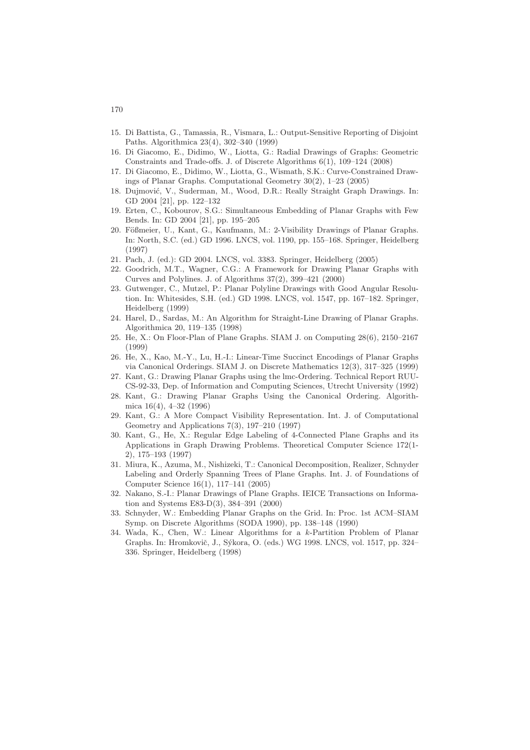15. Di Battista, G., Tamassia, R., Vismara, L.: Output-Sensitive Reporting of Disjoint Paths. Algorithmica 23(4), 302–340 (1999)
16. Di Giacomo, E., Didimo, W., Liotta, G.: Radial Drawings of Graphs: Geometric Constraints and Trade-offs. J. of Discrete Algorithms 6(1), 109–124 (2008)
17. Di Giacomo, E., Didimo, W., Liotta, G., Wismath, S.K.: Curve-Constrained Drawings of Planar Graphs. Computational Geometry 30(2), 1–23 (2005)
18. Dujmović, V., Suderman, M., Wood, D.R.: Really Straight Graph Drawings. In: GD 2004 [21], pp. 122–132
19. Erten, C., Kobourov, S.G.: Simultaneous Embedding of Planar Graphs with Few Bends. In: GD 2004 [21], pp. 195–205
20. Fößmeier, U., Kant, G., Kaufmann, M.: 2-Visibility Drawings of Planar Graphs. In: North, S.C. (ed.) GD 1996. LNCS, vol. 1190, pp. 155–168. Springer, Heidelberg (1997)
21. Pach, J. (ed.): GD 2004. LNCS, vol. 3383. Springer, Heidelberg (2005)
22. Goodrich, M.T., Wagner, C.G.: A Framework for Drawing Planar Graphs with Curves and Polylines. J. of Algorithms 37(2), 399–421 (2000)
23. Gutwenger, C., Mutzel, P.: Planar Polyline Drawings with Good Angular Resolution. In: Whitesides, S.H. (ed.) GD 1998. LNCS, vol. 1547, pp. 167–182. Springer, Heidelberg (1999)
24. Harel, D., Sardas, M.: An Algorithm for Straight-Line Drawing of Planar Graphs. Algorithmica 20, 119–135 (1998)
25. He, X.: On Floor-Plan of Plane Graphs. SIAM J. on Computing 28(6), 2150–2167 (1999)
26. He, X., Kao, M.-Y., Lu, H.-I.: Linear-Time Succinct Encodings of Planar Graphs via Canonical Orderings. SIAM J. on Discrete Mathematics 12(3), 317–325 (1999)
27. Kant, G.: Drawing Planar Graphs using the lmc-Ordering. Technical Report RUU-CS-92-33, Dep. of Information and Computing Sciences, Utrecht University (1992)
28. Kant, G.: Drawing Planar Graphs Using the Canonical Ordering. Algorithmica 16(4), 4–32 (1996)
29. Kant, G.: A More Compact Visibility Representation. Int. J. of Computational Geometry and Applications 7(3), 197–210 (1997)
30. Kant, G., He, X.: Regular Edge Labeling of 4-Connected Plane Graphs and its Applications in Graph Drawing Problems. Theoretical Computer Science 172(1-2), 175–193 (1997)
31. Miura, K., Azuma, M., Nishizeki, T.: Canonical Decomposition, Realizer, Schnyder Labeling and Orderly Spanning Trees of Plane Graphs. Int. J. of Foundations of Computer Science 16(1), 117–141 (2005)
32. Nakano, S.-I.: Planar Drawings of Plane Graphs. IEICE Transactions on Information and Systems E83-D(3), 384–391 (2000)
33. Schnyder, W.: Embedding Planar Graphs on the Grid. In: Proc. 1st ACM–SIAM Symp. on Discrete Algorithms (SODA 1990), pp. 138–148 (1990)
34. Wada, K., Chen, W.: Linear Algorithms for a $k$-Partition Problem of Planar Graphs. In: Hromkovič, J., Sýkora, O. (eds.) WG 1998. LNCS, vol. 1517, pp. 324–336. Springer, Heidelberg (1998)